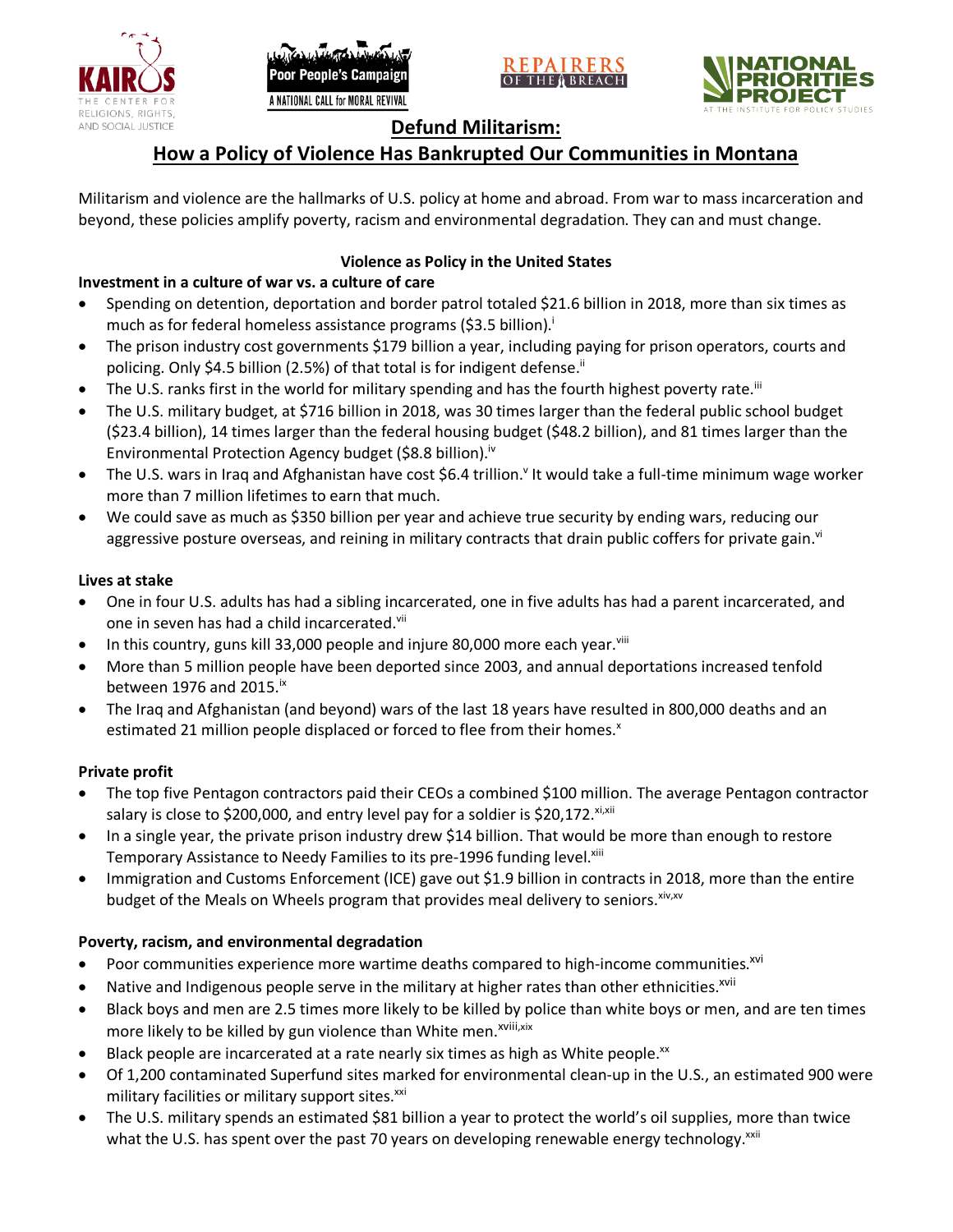# Defund Militarism:

## How a Policy of Violence Has Bankrupted Our Communities in Montana

Militarism and violence are the hallmarks of U.S. policy at home and abroad. From war to mass incarceration and beyond, these policies amplify poverty, racism and environmental degradation. They can and must change.

### Violence as Policy in the United States

**Investment in a culture of war vs. a culture of care**

- Spending on detention, deportation and border patrol totaled $21.6 billion in 2018, more than six times as much as for federal homeless assistance programs ($3.5 billion).[i]
- The prison industry cost governments $179 billion a year, including paying for prison operators, courts and policing. Only $4.5 billion (2.5%) of that total is for indigent defense.[ii]
- The U.S. ranks first in the world for military spending and has the fourth highest poverty rate.[iii]
- The U.S. military budget, at $716 billion in 2018, was 30 times larger than the federal public school budget ($23.4 billion), 14 times larger than the federal housing budget ($48.2 billion), and 81 times larger than the Environmental Protection Agency budget ($8.8 billion).[iv]
- The U.S. wars in Iraq and Afghanistan have cost $6.4 trillion.[v] It would take a full-time minimum wage worker more than 7 million lifetimes to earn that much.
- We could save as much as $350 billion per year and achieve true security by ending wars, reducing our aggressive posture overseas, and reining in military contracts that drain public coffers for private gain.[vi]

**Lives at stake**

- One in four U.S. adults has had a sibling incarcerated, one in five adults has had a parent incarcerated, and one in seven has had a child incarcerated.[vii]
- In this country, guns kill 33,000 people and injure 80,000 more each year.[viii]
- More than 5 million people have been deported since 2003, and annual deportations increased tenfold between 1976 and 2015.[ix]
- The Iraq and Afghanistan (and beyond) wars of the last 18 years have resulted in 800,000 deaths and an estimated 21 million people displaced or forced to flee from their homes.[x]

**Private profit**

- The top five Pentagon contractors paid their CEOs a combined $100 million. The average Pentagon contractor salary is close to $200,000, and entry level pay for a soldier is $20,172.[xi,xii]
- In a single year, the private prison industry drew $14 billion. That would be more than enough to restore Temporary Assistance to Needy Families to its pre-1996 funding level.[xiii]
- Immigration and Customs Enforcement (ICE) gave out $1.9 billion in contracts in 2018, more than the entire budget of the Meals on Wheels program that provides meal delivery to seniors.[xiv,xv]

**Poverty, racism, and environmental degradation**

- Poor communities experience more wartime deaths compared to high-income communities.[xvi]
- Native and Indigenous people serve in the military at higher rates than other ethnicities.[xvii]
- Black boys and men are 2.5 times more likely to be killed by police than white boys or men, and are ten times more likely to be killed by gun violence than White men.[xviii,xix]
- Black people are incarcerated at a rate nearly six times as high as White people.[xx]
- Of 1,200 contaminated Superfund sites marked for environmental clean-up in the U.S., an estimated 900 were military facilities or military support sites.[xxi]
- The U.S. military spends an estimated $81 billion a year to protect the world's oil supplies, more than twice what the U.S. has spent over the past 70 years on developing renewable energy technology.[xxii]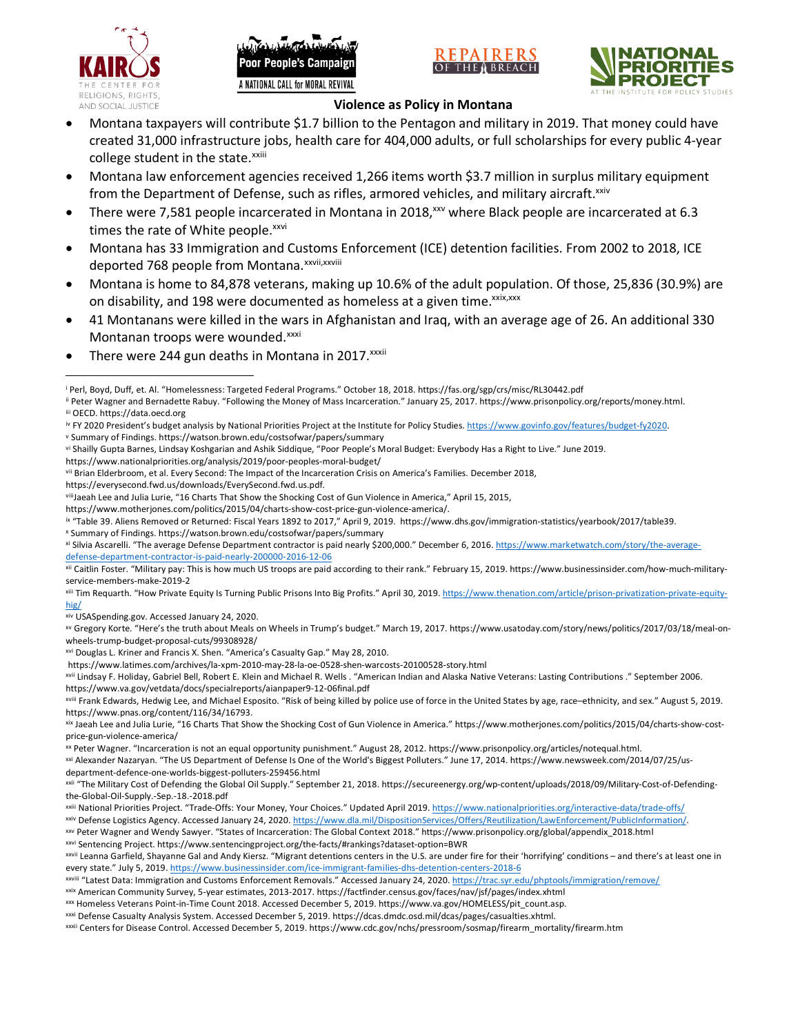## Violence as Policy in Montana

- Montana taxpayers will contribute $1.7 billion to the Pentagon and military in 2019. That money could have created 31,000 infrastructure jobs, health care for 404,000 adults, or full scholarships for every public 4-year college student in the state.[xxiii]
- Montana law enforcement agencies received 1,266 items worth $3.7 million in surplus military equipment from the Department of Defense, such as rifles, armored vehicles, and military aircraft.[xxiv]
- There were 7,581 people incarcerated in Montana in 2018,[xxv] where Black people are incarcerated at 6.3 times the rate of White people.[xxvi]
- Montana has 33 Immigration and Customs Enforcement (ICE) detention facilities. From 2002 to 2018, ICE deported 768 people from Montana.[xxvii,xxviii]
- Montana is home to 84,878 veterans, making up 10.6% of the adult population. Of those, 25,836 (30.9%) are on disability, and 198 were documented as homeless at a given time.[xxix,xxx]
- 41 Montanans were killed in the wars in Afghanistan and Iraq, with an average age of 26. An additional 330 Montanan troops were wounded.[xxxi]
- There were 244 gun deaths in Montana in 2017.[xxxii]

---

[i] Perl, Boyd, Duff, et. Al. "Homelessness: Targeted Federal Programs." October 18, 2018. https://fas.org/sgp/crs/misc/RL30442.pdf

[ii] Peter Wagner and Bernadette Rabuy. "Following the Money of Mass Incarceration." January 25, 2017. https://www.prisonpolicy.org/reports/money.html.

[iii] OECD. https://data.oecd.org

[iv] FY 2020 President's budget analysis by National Priorities Project at the Institute for Policy Studies. https://www.govinfo.gov/features/budget-fy2020.

[v] Summary of Findings. https://watson.brown.edu/costsofwar/papers/summary

[vi] Shailly Gupta Barnes, Lindsay Koshgarian and Ashik Siddique, "Poor People's Moral Budget: Everybody Has a Right to Live." June 2019. https://www.nationalpriorities.org/analysis/2019/poor-peoples-moral-budget/

[vii] Brian Elderbroom, et al. Every Second: The Impact of the Incarceration Crisis on America's Families. December 2018, https://everysecond.fwd.us/downloads/EverySecond.fwd.us.pdf.

[viii] Jaeah Lee and Julia Lurie, "16 Charts That Show the Shocking Cost of Gun Violence in America," April 15, 2015, https://www.motherjones.com/politics/2015/04/charts-show-cost-price-gun-violence-america/.

[ix] "Table 39. Aliens Removed or Returned: Fiscal Years 1892 to 2017," April 9, 2019. https://www.dhs.gov/immigration-statistics/yearbook/2017/table39.

[x] Summary of Findings. https://watson.brown.edu/costsofwar/papers/summary

[xi] Silvia Ascarelli. "The average Defense Department contractor is paid nearly $200,000." December 6, 2016. https://www.marketwatch.com/story/the-average-defense-department-contractor-is-paid-nearly-200000-2016-12-06

[xii] Caitlin Foster. "Military pay: This is how much US troops are paid according to their rank." February 15, 2019. https://www.businessinsider.com/how-much-military-service-members-make-2019-2

[xiii] Tim Requarth. "How Private Equity Is Turning Public Prisons Into Big Profits." April 30, 2019. https://www.thenation.com/article/prison-privatization-private-equity-hig/

[xiv] USASpending.gov. Accessed January 24, 2020.

[xv] Gregory Korte. "Here's the truth about Meals on Wheels in Trump's budget." March 19, 2017. https://www.usatoday.com/story/news/politics/2017/03/18/meal-on-wheels-trump-budget-proposal-cuts/99308928/

[xvi] Douglas L. Kriner and Francis X. Shen. "America's Casualty Gap." May 28, 2010. https://www.latimes.com/archives/la-xpm-2010-may-28-la-oe-0528-shen-warcosts-20100528-story.html

[xvii] Lindsay F. Holiday, Gabriel Bell, Robert E. Klein and Michael R. Wells . "American Indian and Alaska Native Veterans: Lasting Contributions ." September 2006. https://www.va.gov/vetdata/docs/specialreports/aianpaper9-12-06final.pdf

[xviii] Frank Edwards, Hedwig Lee, and Michael Esposito. "Risk of being killed by police use of force in the United States by age, race–ethnicity, and sex." August 5, 2019. https://www.pnas.org/content/116/34/16793.

[xix] Jaeah Lee and Julia Lurie, "16 Charts That Show the Shocking Cost of Gun Violence in America." https://www.motherjones.com/politics/2015/04/charts-show-cost-price-gun-violence-america/

[xx] Peter Wagner. "Incarceration is not an equal opportunity punishment." August 28, 2012. https://www.prisonpolicy.org/articles/notequal.html.

[xxi] Alexander Nazaryan. "The US Department of Defense Is One of the World's Biggest Polluters." June 17, 2014. https://www.newsweek.com/2014/07/25/us-department-defence-one-worlds-biggest-polluters-259456.html

[xxii] "The Military Cost of Defending the Global Oil Supply." September 21, 2018. https://secureenergy.org/wp-content/uploads/2018/09/Military-Cost-of-Defending-the-Global-Oil-Supply.-Sep.-18.-2018.pdf

[xxiii] National Priorities Project. "Trade-Offs: Your Money, Your Choices." Updated April 2019. https://www.nationalpriorities.org/interactive-data/trade-offs/

[xxiv] Defense Logistics Agency. Accessed January 24, 2020. https://www.dla.mil/DispositionServices/Offers/Reutilization/LawEnforcement/PublicInformation/.

[xxv] Peter Wagner and Wendy Sawyer. "States of Incarceration: The Global Context 2018." https://www.prisonpolicy.org/global/appendix_2018.html

[xxvi] Sentencing Project. https://www.sentencingproject.org/the-facts/#rankings?dataset-option=BWR

[xxvii] Leanna Garfield, Shayanne Gal and Andy Kiersz. "Migrant detentions centers in the U.S. are under fire for their 'horrifying' conditions – and there's at least one in every state." July 5, 2019. https://www.businessinsider.com/ice-immigrant-families-dhs-detention-centers-2018-6

[xxviii] "Latest Data: Immigration and Customs Enforcement Removals." Accessed January 24, 2020. https://trac.syr.edu/phptools/immigration/remove/

[xxix] American Community Survey, 5-year estimates, 2013-2017. https://factfinder.census.gov/faces/nav/jsf/pages/index.xhtml

[xxx] Homeless Veterans Point-in-Time Count 2018. Accessed December 5, 2019. https://www.va.gov/HOMELESS/pit_count.asp.

[xxxi] Defense Casualty Analysis System. Accessed December 5, 2019. https://dcas.dmdc.osd.mil/dcas/pages/casualties.xhtml.

[xxxii] Centers for Disease Control. Accessed December 5, 2019. https://www.cdc.gov/nchs/pressroom/sosmap/firearm_mortality/firearm.htm